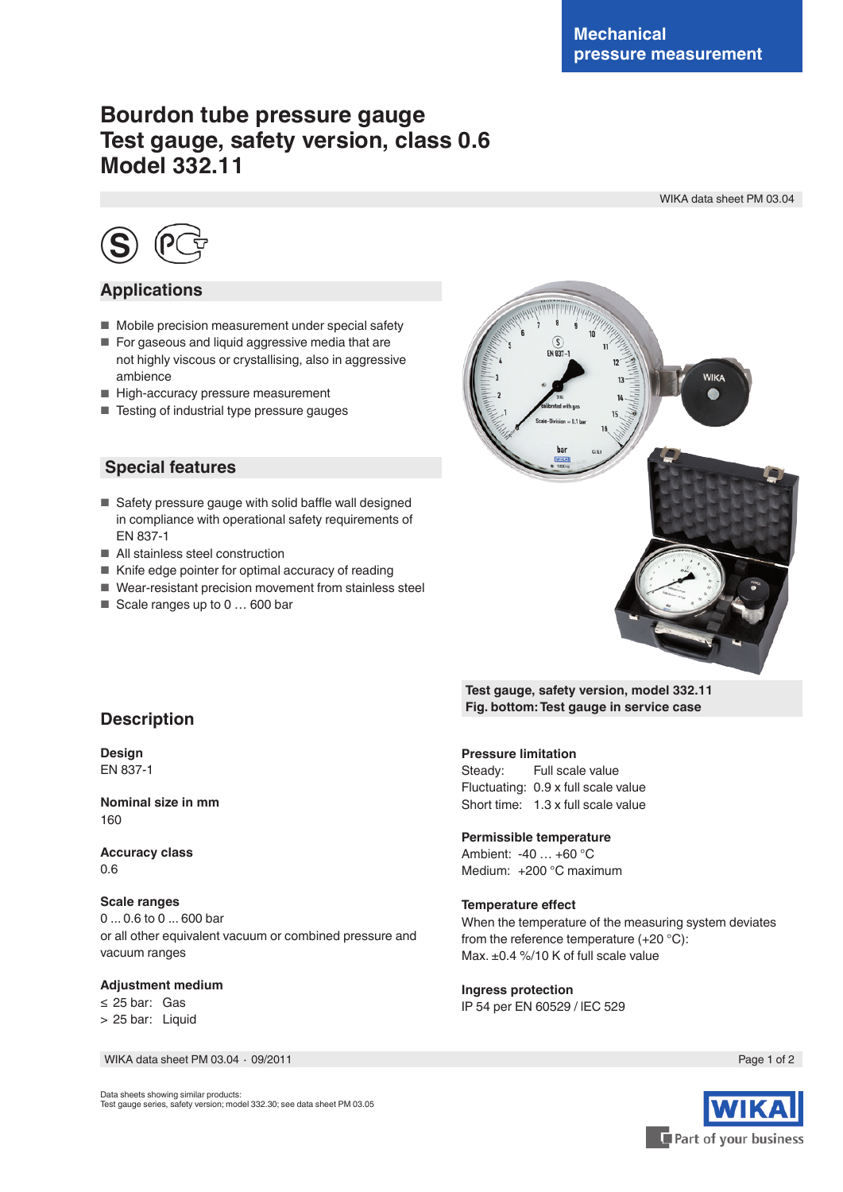Mechanical pressure measurement

# Bourdon tube pressure gauge
# Test gauge, safety version, class 0.6
# Model 332.11

WIKA data sheet PM 03.04

## Applications

- Mobile precision measurement under special safety
- For gaseous and liquid aggressive media that are not highly viscous or crystallising, also in aggressive ambience
- High-accuracy pressure measurement
- Testing of industrial type pressure gauges

## Special features

- Safety pressure gauge with solid baffle wall designed in compliance with operational safety requirements of EN 837-1
- All stainless steel construction
- Knife edge pointer for optimal accuracy of reading
- Wear-resistant precision movement from stainless steel
- Scale ranges up to 0 … 600 bar

**Test gauge, safety version, model 332.11**
**Fig. bottom: Test gauge in service case**

## Description

**Design**
EN 837-1

**Nominal size in mm**
160

**Accuracy class**
0.6

**Scale ranges**
0 ... 0.6 to 0 ... 600 bar
or all other equivalent vacuum or combined pressure and vacuum ranges

**Adjustment medium**
≤ 25 bar: Gas
> 25 bar: Liquid

**Pressure limitation**
Steady: Full scale value
Fluctuating: 0.9 x full scale value
Short time: 1.3 x full scale value

**Permissible temperature**
Ambient: -40 … +60 °C
Medium: +200 °C maximum

**Temperature effect**
When the temperature of the measuring system deviates from the reference temperature (+20 °C):
Max. ±0.4 %/10 K of full scale value

**Ingress protection**
IP 54 per EN 60529 / IEC 529

WIKA data sheet PM 03.04 · 09/2011

Data sheets showing similar products:
Test gauge series, safety version; model 332.30; see data sheet PM 03.05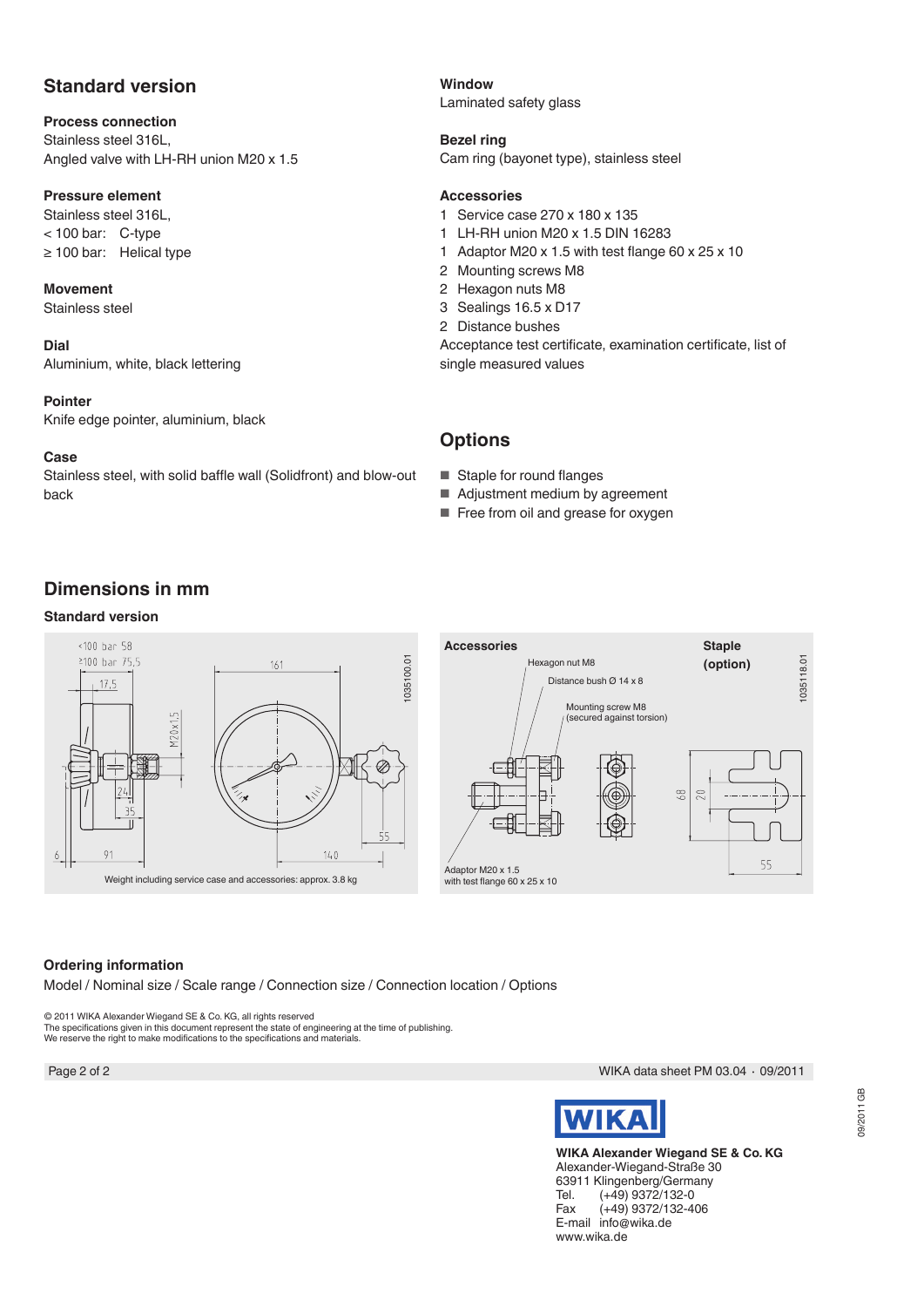## Standard version

**Process connection**
Stainless steel 316L,
Angled valve with LH-RH union M20 x 1.5

**Pressure element**
Stainless steel 316L,
< 100 bar: C-type
≥ 100 bar: Helical type

**Movement**
Stainless steel

**Dial**
Aluminium, white, black lettering

**Pointer**
Knife edge pointer, aluminium, black

**Case**
Stainless steel, with solid baffle wall (Solidfront) and blow-out back

**Window**
Laminated safety glass

**Bezel ring**
Cam ring (bayonet type), stainless steel

**Accessories**
1 Service case 270 x 180 x 135
1 LH-RH union M20 x 1.5 DIN 16283
1 Adaptor M20 x 1.5 with test flange 60 x 25 x 10
2 Mounting screws M8
2 Hexagon nuts M8
3 Sealings 16.5 x D17
2 Distance bushes
Acceptance test certificate, examination certificate, list of single measured values

## Options

- Staple for round flanges
- Adjustment medium by agreement
- Free from oil and grease for oxygen

## Dimensions in mm

### Standard version

<100 bar 58
≥100 bar 75.5
17.5
161
M20x1.5
1035100.01
24
35
55
6
91
140

Weight including service case and accessories: approx. 3.8 kg

**Accessories**

Hexagon nut M8
Distance bush Ø 14 x 8
Mounting screw M8 (secured against torsion)
68
20
Adaptor M20 x 1.5 with test flange 60 x 25 x 10

**Staple (option)**

55
1035118.01

**Ordering information**

Model / Nominal size / Scale range / Connection size / Connection location / Options

© 2011 WIKA Alexander Wiegand SE & Co. KG, all rights reserved
The specifications given in this document represent the state of engineering at the time of publishing.
We reserve the right to make modifications to the specifications and materials.

**WIKA Alexander Wiegand SE & Co. KG**
Alexander-Wiegand-Straße 30
63911 Klingenberg/Germany
Tel. (+49) 9372/132-0
Fax (+49) 9372/132-406
E-mail info@wika.de
www.wika.de